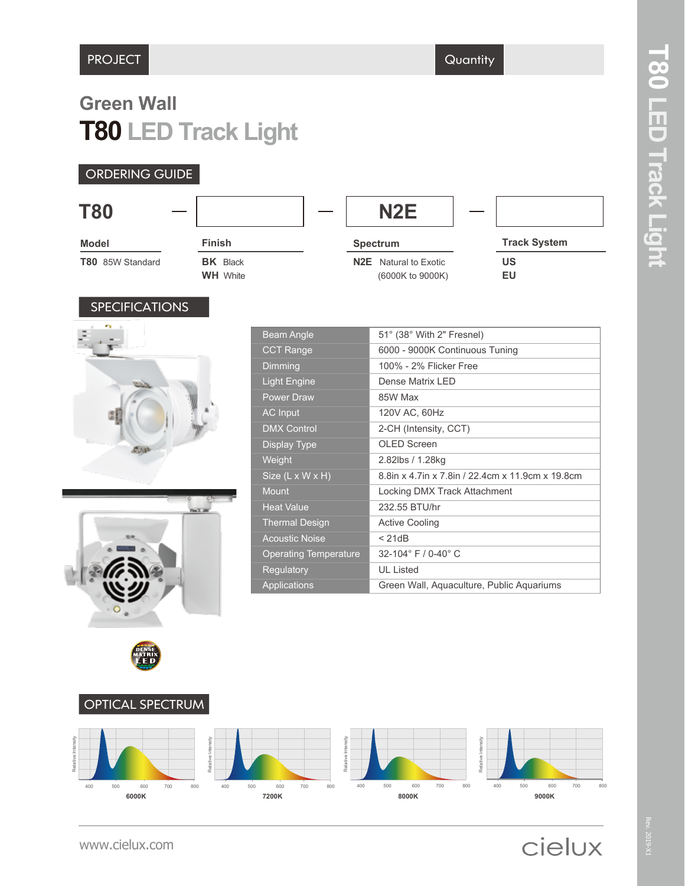PROJECT | Quantity

# Green Wall
# T80 LED Track Light

## ORDERING GUIDE

T80 — [ ] — N2E — [ ]

| Model | Finish | Spectrum | Track System |
|---|---|---|---|
| **T80** 85W Standard | **BK** Black | **N2E** Natural to Exotic (6000K to 9000K) | **US** |
| | **WH** White | | **EU** |

## SPECIFICATIONS

| | |
|---|---|
| Beam Angle | 51° (38° With 2" Fresnel) |
| CCT Range | 6000 - 9000K Continuous Tuning |
| Dimming | 100% - 2% Flicker Free |
| Light Engine | Dense Matrix LED |
| Power Draw | 85W Max |
| AC Input | 120V AC, 60Hz |
| DMX Control | 2-CH (Intensity, CCT) |
| Display Type | OLED Screen |
| Weight | 2.82lbs / 1.28kg |
| Size (L x W x H) | 8.8in x 4.7in x 7.8in / 22.4cm x 11.9cm x 19.8cm |
| Mount | Locking DMX Track Attachment |
| Heat Value | 232.55 BTU/hr |
| Thermal Design | Active Cooling |
| Acoustic Noise | < 21dB |
| Operating Temperature | 32-104° F / 0-40° C |
| Regulatory | UL Listed |
| Applications | Green Wall, Aquaculture, Public Aquariums |

DENSE MATRIX LED

## OPTICAL SPECTRUM

6000K | 7200K | 8000K | 9000K

www.cielux.com

cielux

Rev. 2019-X1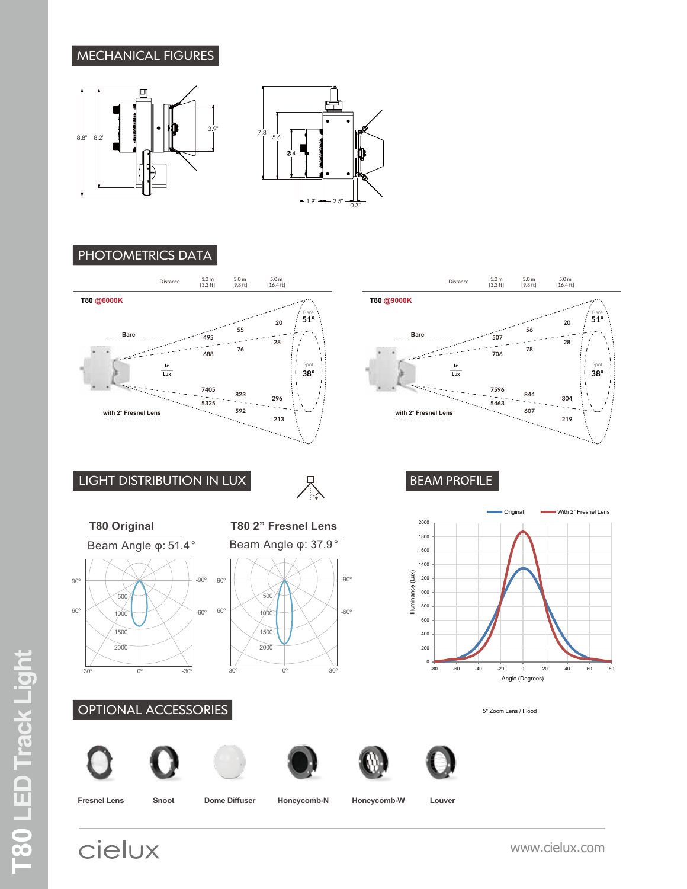## MECHANICAL FIGURES

8.8"
8.2"
3.9"
7.8"
5.6"
Ø4"
1.9"
2.5"
0.3"

## PHOTOMETRICS DATA

Distance 1.0 m [3.3 ft] 3.0 m [9.8 ft] 5.0 m [16.4 ft]

T80 @6000K

Bare
495
55
20
688
76
28
Bare 51°
fc
Lux
Spot 38°
7405
823
296
5325
592
213
with 2" Fresnel Lens

Distance 1.0 m [3.3 ft] 3.0 m [9.8 ft] 5.0 m [16.4 ft]

T80 @9000K

Bare
507
56
20
706
78
28
Bare 51°
fc
Lux
Spot 38°
7596
844
304
5463
607
219
with 2" Fresnel Lens

## LIGHT DISTRIBUTION IN LUX

φ

**T80 Original**

Beam Angle φ: 51.4°

90° -90° 60° -60° 500 1000 1500 2000 30° 0° -30°

**T80 2" Fresnel Lens**

Beam Angle φ: 37.9°

90° -90° 60° -60° 500 1000 1500 2000 30° 0° -30°

## BEAM PROFILE

Original
With 2" Fresnel Lens

Illuminance (Lux)
0 200 400 600 800 1000 1200 1400 1600 1800 2000

Angle (Degrees)
-80 -60 -40 -20 0 20 40 60 80

## OPTIONAL ACCESSORIES

5" Zoom Lens / Flood

Fresnel Lens
Snoot
Dome Diffuser
Honeycomb-N
Honeycomb-W
Louver

cielux

www.cielux.com

T80 LED Track Light